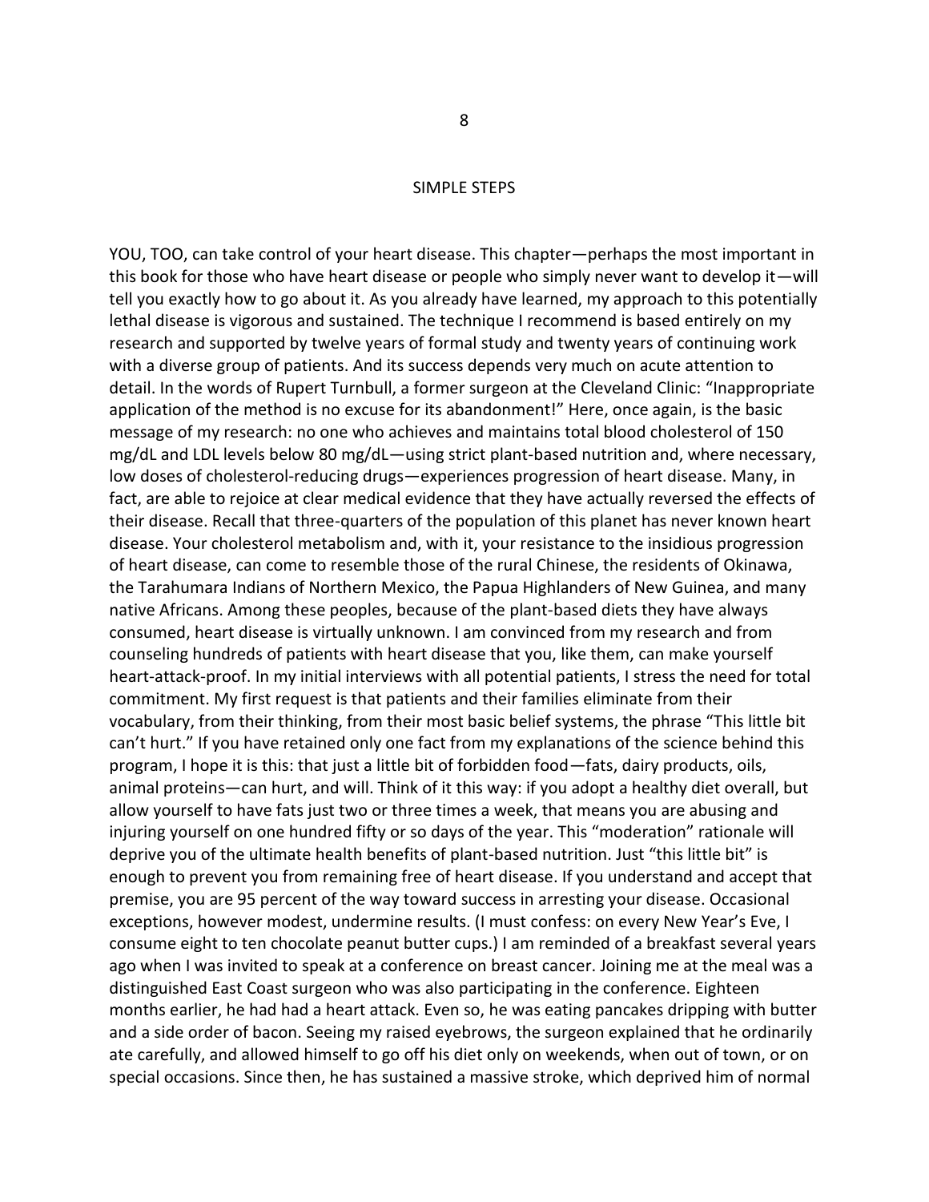# 8

## SIMPLE STEPS

YOU, TOO, can take control of your heart disease. This chapter—perhaps the most important in this book for those who have heart disease or people who simply never want to develop it—will tell you exactly how to go about it. As you already have learned, my approach to this potentially lethal disease is vigorous and sustained. The technique I recommend is based entirely on my research and supported by twelve years of formal study and twenty years of continuing work with a diverse group of patients. And its success depends very much on acute attention to detail. In the words of Rupert Turnbull, a former surgeon at the Cleveland Clinic: "Inappropriate application of the method is no excuse for its abandonment!" Here, once again, is the basic message of my research: no one who achieves and maintains total blood cholesterol of 150 mg/dL and LDL levels below 80 mg/dL—using strict plant-based nutrition and, where necessary, low doses of cholesterol-reducing drugs—experiences progression of heart disease. Many, in fact, are able to rejoice at clear medical evidence that they have actually reversed the effects of their disease. Recall that three-quarters of the population of this planet has never known heart disease. Your cholesterol metabolism and, with it, your resistance to the insidious progression of heart disease, can come to resemble those of the rural Chinese, the residents of Okinawa, the Tarahumara Indians of Northern Mexico, the Papua Highlanders of New Guinea, and many native Africans. Among these peoples, because of the plant-based diets they have always consumed, heart disease is virtually unknown. I am convinced from my research and from counseling hundreds of patients with heart disease that you, like them, can make yourself heart-attack-proof. In my initial interviews with all potential patients, I stress the need for total commitment. My first request is that patients and their families eliminate from their vocabulary, from their thinking, from their most basic belief systems, the phrase "This little bit can't hurt." If you have retained only one fact from my explanations of the science behind this program, I hope it is this: that just a little bit of forbidden food—fats, dairy products, oils, animal proteins—can hurt, and will. Think of it this way: if you adopt a healthy diet overall, but allow yourself to have fats just two or three times a week, that means you are abusing and injuring yourself on one hundred fifty or so days of the year. This "moderation" rationale will deprive you of the ultimate health benefits of plant-based nutrition. Just "this little bit" is enough to prevent you from remaining free of heart disease. If you understand and accept that premise, you are 95 percent of the way toward success in arresting your disease. Occasional exceptions, however modest, undermine results. (I must confess: on every New Year's Eve, I consume eight to ten chocolate peanut butter cups.) I am reminded of a breakfast several years ago when I was invited to speak at a conference on breast cancer. Joining me at the meal was a distinguished East Coast surgeon who was also participating in the conference. Eighteen months earlier, he had had a heart attack. Even so, he was eating pancakes dripping with butter and a side order of bacon. Seeing my raised eyebrows, the surgeon explained that he ordinarily ate carefully, and allowed himself to go off his diet only on weekends, when out of town, or on special occasions. Since then, he has sustained a massive stroke, which deprived him of normal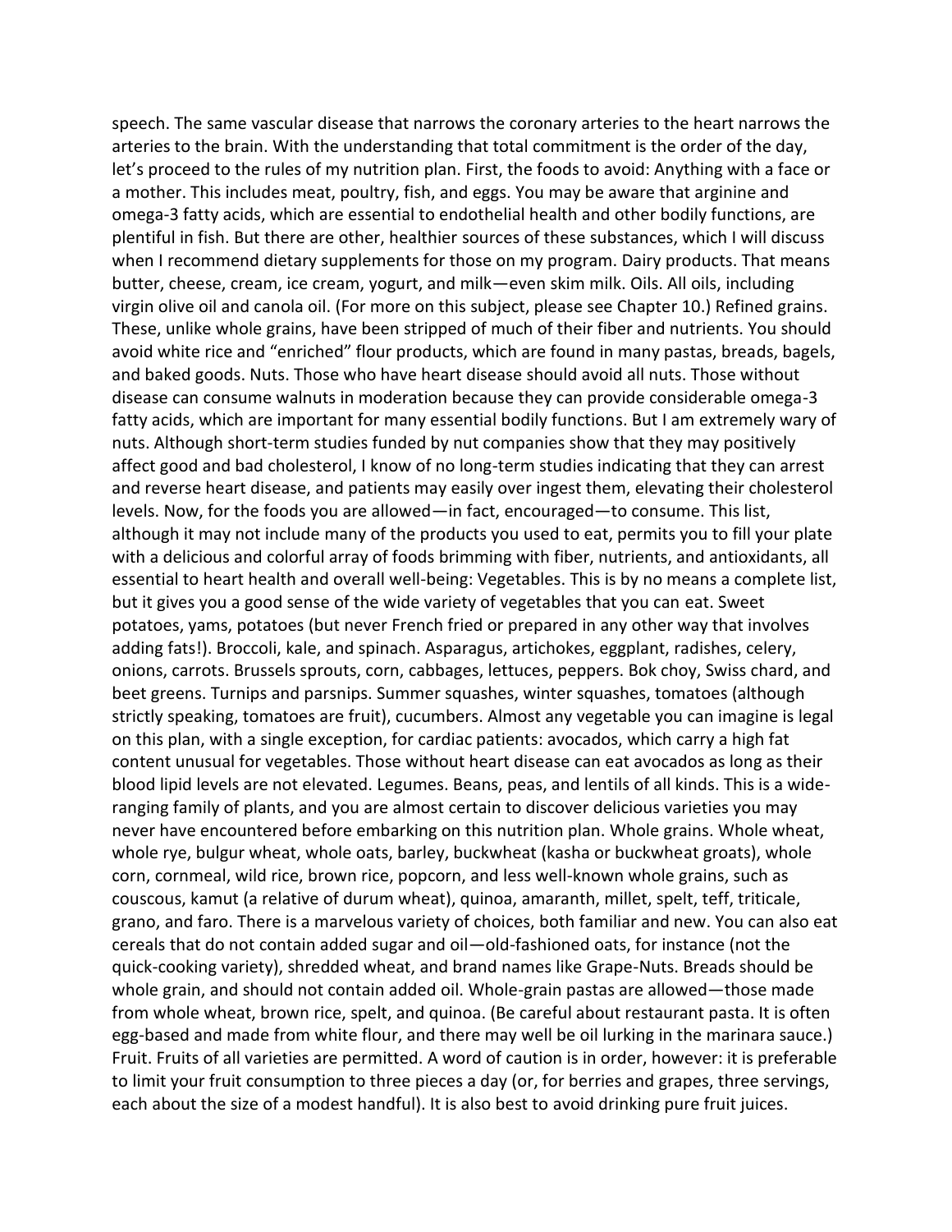speech. The same vascular disease that narrows the coronary arteries to the heart narrows the arteries to the brain. With the understanding that total commitment is the order of the day, let's proceed to the rules of my nutrition plan. First, the foods to avoid: Anything with a face or a mother. This includes meat, poultry, fish, and eggs. You may be aware that arginine and omega-3 fatty acids, which are essential to endothelial health and other bodily functions, are plentiful in fish. But there are other, healthier sources of these substances, which I will discuss when I recommend dietary supplements for those on my program. Dairy products. That means butter, cheese, cream, ice cream, yogurt, and milk—even skim milk. Oils. All oils, including virgin olive oil and canola oil. (For more on this subject, please see Chapter 10.) Refined grains. These, unlike whole grains, have been stripped of much of their fiber and nutrients. You should avoid white rice and "enriched" flour products, which are found in many pastas, breads, bagels, and baked goods. Nuts. Those who have heart disease should avoid all nuts. Those without disease can consume walnuts in moderation because they can provide considerable omega-3 fatty acids, which are important for many essential bodily functions. But I am extremely wary of nuts. Although short-term studies funded by nut companies show that they may positively affect good and bad cholesterol, I know of no long-term studies indicating that they can arrest and reverse heart disease, and patients may easily over ingest them, elevating their cholesterol levels. Now, for the foods you are allowed—in fact, encouraged—to consume. This list, although it may not include many of the products you used to eat, permits you to fill your plate with a delicious and colorful array of foods brimming with fiber, nutrients, and antioxidants, all essential to heart health and overall well-being: Vegetables. This is by no means a complete list, but it gives you a good sense of the wide variety of vegetables that you can eat. Sweet potatoes, yams, potatoes (but never French fried or prepared in any other way that involves adding fats!). Broccoli, kale, and spinach. Asparagus, artichokes, eggplant, radishes, celery, onions, carrots. Brussels sprouts, corn, cabbages, lettuces, peppers. Bok choy, Swiss chard, and beet greens. Turnips and parsnips. Summer squashes, winter squashes, tomatoes (although strictly speaking, tomatoes are fruit), cucumbers. Almost any vegetable you can imagine is legal on this plan, with a single exception, for cardiac patients: avocados, which carry a high fat content unusual for vegetables. Those without heart disease can eat avocados as long as their blood lipid levels are not elevated. Legumes. Beans, peas, and lentils of all kinds. This is a wide-ranging family of plants, and you are almost certain to discover delicious varieties you may never have encountered before embarking on this nutrition plan. Whole grains. Whole wheat, whole rye, bulgur wheat, whole oats, barley, buckwheat (kasha or buckwheat groats), whole corn, cornmeal, wild rice, brown rice, popcorn, and less well-known whole grains, such as couscous, kamut (a relative of durum wheat), quinoa, amaranth, millet, spelt, teff, triticale, grano, and faro. There is a marvelous variety of choices, both familiar and new. You can also eat cereals that do not contain added sugar and oil—old-fashioned oats, for instance (not the quick-cooking variety), shredded wheat, and brand names like Grape-Nuts. Breads should be whole grain, and should not contain added oil. Whole-grain pastas are allowed—those made from whole wheat, brown rice, spelt, and quinoa. (Be careful about restaurant pasta. It is often egg-based and made from white flour, and there may well be oil lurking in the marinara sauce.) Fruit. Fruits of all varieties are permitted. A word of caution is in order, however: it is preferable to limit your fruit consumption to three pieces a day (or, for berries and grapes, three servings, each about the size of a modest handful). It is also best to avoid drinking pure fruit juices.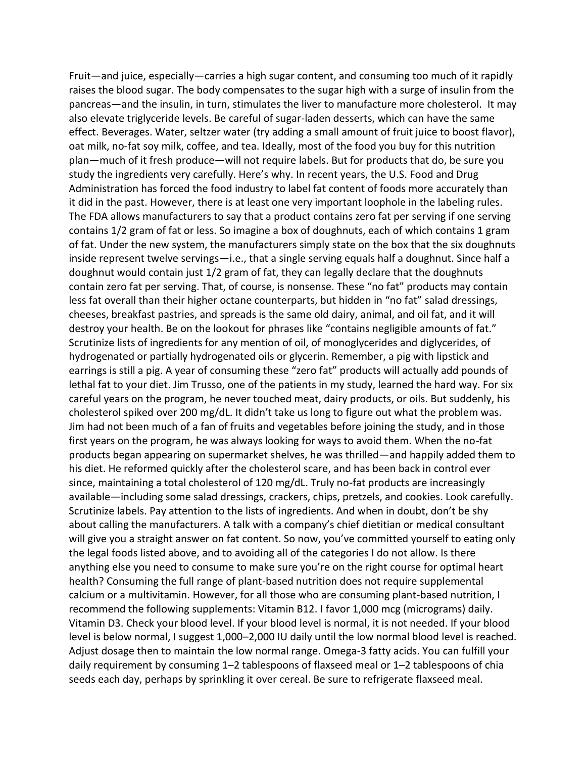Fruit—and juice, especially—carries a high sugar content, and consuming too much of it rapidly raises the blood sugar. The body compensates to the sugar high with a surge of insulin from the pancreas—and the insulin, in turn, stimulates the liver to manufacture more cholesterol. It may also elevate triglyceride levels. Be careful of sugar-laden desserts, which can have the same effect. Beverages. Water, seltzer water (try adding a small amount of fruit juice to boost flavor), oat milk, no-fat soy milk, coffee, and tea. Ideally, most of the food you buy for this nutrition plan—much of it fresh produce—will not require labels. But for products that do, be sure you study the ingredients very carefully. Here's why. In recent years, the U.S. Food and Drug Administration has forced the food industry to label fat content of foods more accurately than it did in the past. However, there is at least one very important loophole in the labeling rules. The FDA allows manufacturers to say that a product contains zero fat per serving if one serving contains 1/2 gram of fat or less. So imagine a box of doughnuts, each of which contains 1 gram of fat. Under the new system, the manufacturers simply state on the box that the six doughnuts inside represent twelve servings—i.e., that a single serving equals half a doughnut. Since half a doughnut would contain just 1/2 gram of fat, they can legally declare that the doughnuts contain zero fat per serving. That, of course, is nonsense. These "no fat" products may contain less fat overall than their higher octane counterparts, but hidden in "no fat" salad dressings, cheeses, breakfast pastries, and spreads is the same old dairy, animal, and oil fat, and it will destroy your health. Be on the lookout for phrases like "contains negligible amounts of fat." Scrutinize lists of ingredients for any mention of oil, of monoglycerides and diglycerides, of hydrogenated or partially hydrogenated oils or glycerin. Remember, a pig with lipstick and earrings is still a pig. A year of consuming these "zero fat" products will actually add pounds of lethal fat to your diet. Jim Trusso, one of the patients in my study, learned the hard way. For six careful years on the program, he never touched meat, dairy products, or oils. But suddenly, his cholesterol spiked over 200 mg/dL. It didn't take us long to figure out what the problem was. Jim had not been much of a fan of fruits and vegetables before joining the study, and in those first years on the program, he was always looking for ways to avoid them. When the no-fat products began appearing on supermarket shelves, he was thrilled—and happily added them to his diet. He reformed quickly after the cholesterol scare, and has been back in control ever since, maintaining a total cholesterol of 120 mg/dL. Truly no-fat products are increasingly available—including some salad dressings, crackers, chips, pretzels, and cookies. Look carefully. Scrutinize labels. Pay attention to the lists of ingredients. And when in doubt, don't be shy about calling the manufacturers. A talk with a company's chief dietitian or medical consultant will give you a straight answer on fat content. So now, you've committed yourself to eating only the legal foods listed above, and to avoiding all of the categories I do not allow. Is there anything else you need to consume to make sure you're on the right course for optimal heart health? Consuming the full range of plant-based nutrition does not require supplemental calcium or a multivitamin. However, for all those who are consuming plant-based nutrition, I recommend the following supplements: Vitamin B12. I favor 1,000 mcg (micrograms) daily. Vitamin D3. Check your blood level. If your blood level is normal, it is not needed. If your blood level is below normal, I suggest 1,000–2,000 IU daily until the low normal blood level is reached. Adjust dosage then to maintain the low normal range. Omega-3 fatty acids. You can fulfill your daily requirement by consuming 1–2 tablespoons of flaxseed meal or 1–2 tablespoons of chia seeds each day, perhaps by sprinkling it over cereal. Be sure to refrigerate flaxseed meal.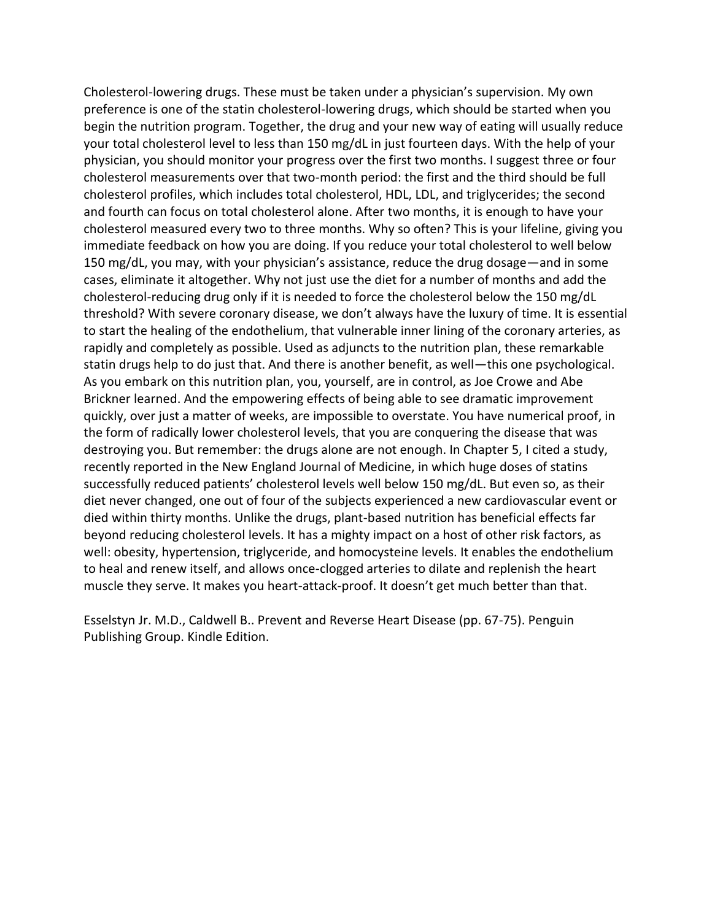Cholesterol-lowering drugs. These must be taken under a physician's supervision. My own preference is one of the statin cholesterol-lowering drugs, which should be started when you begin the nutrition program. Together, the drug and your new way of eating will usually reduce your total cholesterol level to less than 150 mg/dL in just fourteen days. With the help of your physician, you should monitor your progress over the first two months. I suggest three or four cholesterol measurements over that two-month period: the first and the third should be full cholesterol profiles, which includes total cholesterol, HDL, LDL, and triglycerides; the second and fourth can focus on total cholesterol alone. After two months, it is enough to have your cholesterol measured every two to three months. Why so often? This is your lifeline, giving you immediate feedback on how you are doing. If you reduce your total cholesterol to well below 150 mg/dL, you may, with your physician's assistance, reduce the drug dosage—and in some cases, eliminate it altogether. Why not just use the diet for a number of months and add the cholesterol-reducing drug only if it is needed to force the cholesterol below the 150 mg/dL threshold? With severe coronary disease, we don't always have the luxury of time. It is essential to start the healing of the endothelium, that vulnerable inner lining of the coronary arteries, as rapidly and completely as possible. Used as adjuncts to the nutrition plan, these remarkable statin drugs help to do just that. And there is another benefit, as well—this one psychological. As you embark on this nutrition plan, you, yourself, are in control, as Joe Crowe and Abe Brickner learned. And the empowering effects of being able to see dramatic improvement quickly, over just a matter of weeks, are impossible to overstate. You have numerical proof, in the form of radically lower cholesterol levels, that you are conquering the disease that was destroying you. But remember: the drugs alone are not enough. In Chapter 5, I cited a study, recently reported in the New England Journal of Medicine, in which huge doses of statins successfully reduced patients' cholesterol levels well below 150 mg/dL. But even so, as their diet never changed, one out of four of the subjects experienced a new cardiovascular event or died within thirty months. Unlike the drugs, plant-based nutrition has beneficial effects far beyond reducing cholesterol levels. It has a mighty impact on a host of other risk factors, as well: obesity, hypertension, triglyceride, and homocysteine levels. It enables the endothelium to heal and renew itself, and allows once-clogged arteries to dilate and replenish the heart muscle they serve. It makes you heart-attack-proof. It doesn't get much better than that.

Esselstyn Jr. M.D., Caldwell B.. Prevent and Reverse Heart Disease (pp. 67-75). Penguin Publishing Group. Kindle Edition.